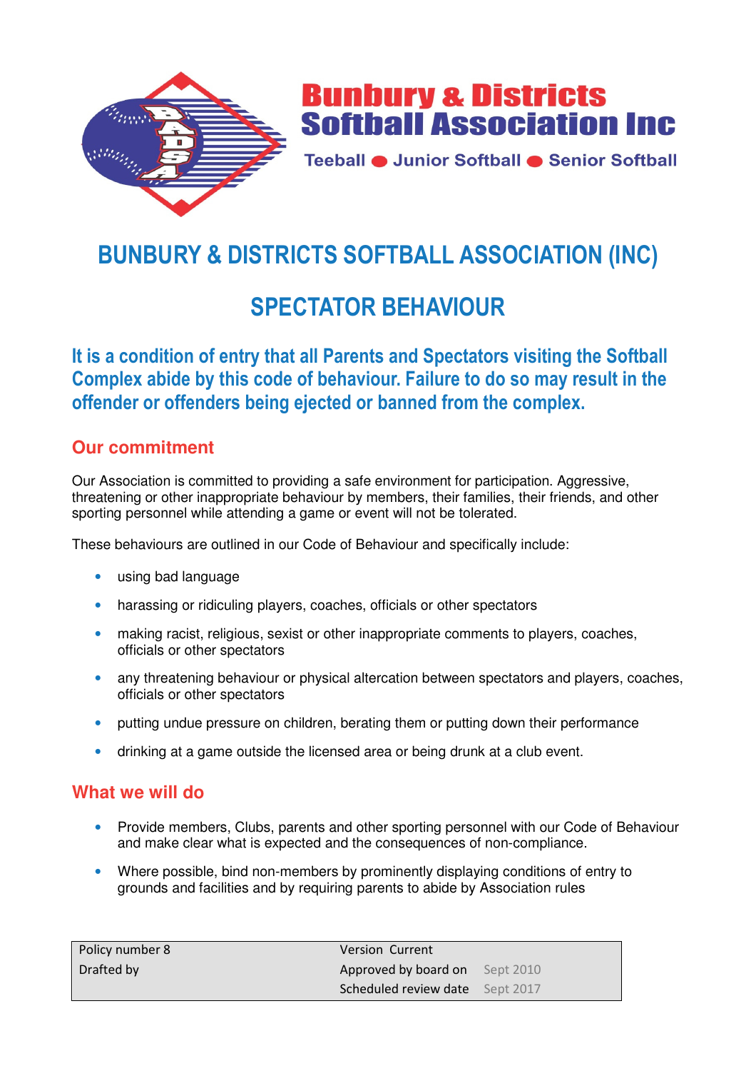**Bunbury & Districts Softball Association Inc**

**Teeball ● Junior Softball ● Senior Softball**

# BUNBURY & DISTRICTS SOFTBALL ASSOCIATION (INC)

# SPECTATOR BEHAVIOUR

**It is a condition of entry that all Parents and Spectators visiting the Softball Complex abide by this code of behaviour. Failure to do so may result in the offender or offenders being ejected or banned from the complex.**

## Our commitment

Our Association is committed to providing a safe environment for participation. Aggressive, threatening or other inappropriate behaviour by members, their families, their friends, and other sporting personnel while attending a game or event will not be tolerated.

These behaviours are outlined in our Code of Behaviour and specifically include:

- using bad language
- harassing or ridiculing players, coaches, officials or other spectators
- making racist, religious, sexist or other inappropriate comments to players, coaches, officials or other spectators
- any threatening behaviour or physical altercation between spectators and players, coaches, officials or other spectators
- putting undue pressure on children, berating them or putting down their performance
- drinking at a game outside the licensed area or being drunk at a club event.

## What we will do

- Provide members, Clubs, parents and other sporting personnel with our Code of Behaviour and make clear what is expected and the consequences of non-compliance.
- Where possible, bind non-members by prominently displaying conditions of entry to grounds and facilities and by requiring parents to abide by Association rules

| Policy number 8 | Version Current | |
|---|---|---|
| Drafted by | Approved by board on | Sept 2010 |
| | Scheduled review date | Sept 2017 |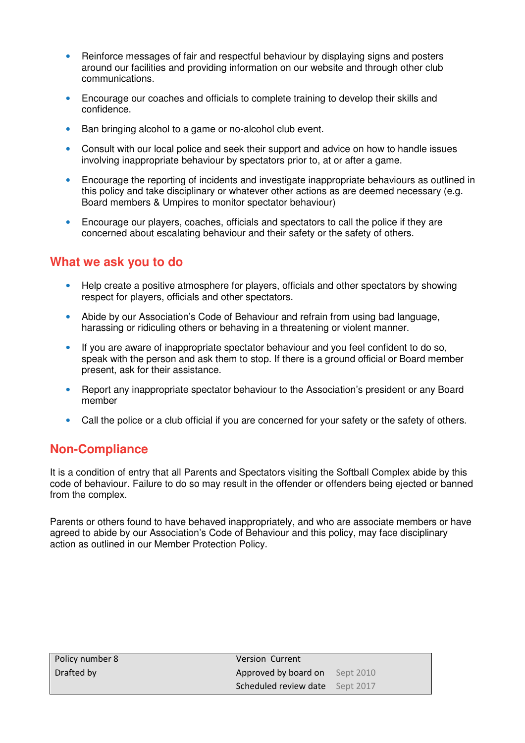- Reinforce messages of fair and respectful behaviour by displaying signs and posters around our facilities and providing information on our website and through other club communications.
- Encourage our coaches and officials to complete training to develop their skills and confidence.
- Ban bringing alcohol to a game or no-alcohol club event.
- Consult with our local police and seek their support and advice on how to handle issues involving inappropriate behaviour by spectators prior to, at or after a game.
- Encourage the reporting of incidents and investigate inappropriate behaviours as outlined in this policy and take disciplinary or whatever other actions as are deemed necessary (e.g. Board members & Umpires to monitor spectator behaviour)
- Encourage our players, coaches, officials and spectators to call the police if they are concerned about escalating behaviour and their safety or the safety of others.

## What we ask you to do

- Help create a positive atmosphere for players, officials and other spectators by showing respect for players, officials and other spectators.
- Abide by our Association's Code of Behaviour and refrain from using bad language, harassing or ridiculing others or behaving in a threatening or violent manner.
- If you are aware of inappropriate spectator behaviour and you feel confident to do so, speak with the person and ask them to stop. If there is a ground official or Board member present, ask for their assistance.
- Report any inappropriate spectator behaviour to the Association's president or any Board member
- Call the police or a club official if you are concerned for your safety or the safety of others.

## Non-Compliance

It is a condition of entry that all Parents and Spectators visiting the Softball Complex abide by this code of behaviour. Failure to do so may result in the offender or offenders being ejected or banned from the complex.

Parents or others found to have behaved inappropriately, and who are associate members or have agreed to abide by our Association's Code of Behaviour and this policy, may face disciplinary action as outlined in our Member Protection Policy.

| | | |
|---|---|---|
| Policy number 8 | Version Current | |
| Drafted by | Approved by board on | Sept 2010 |
| | Scheduled review date | Sept 2017 |